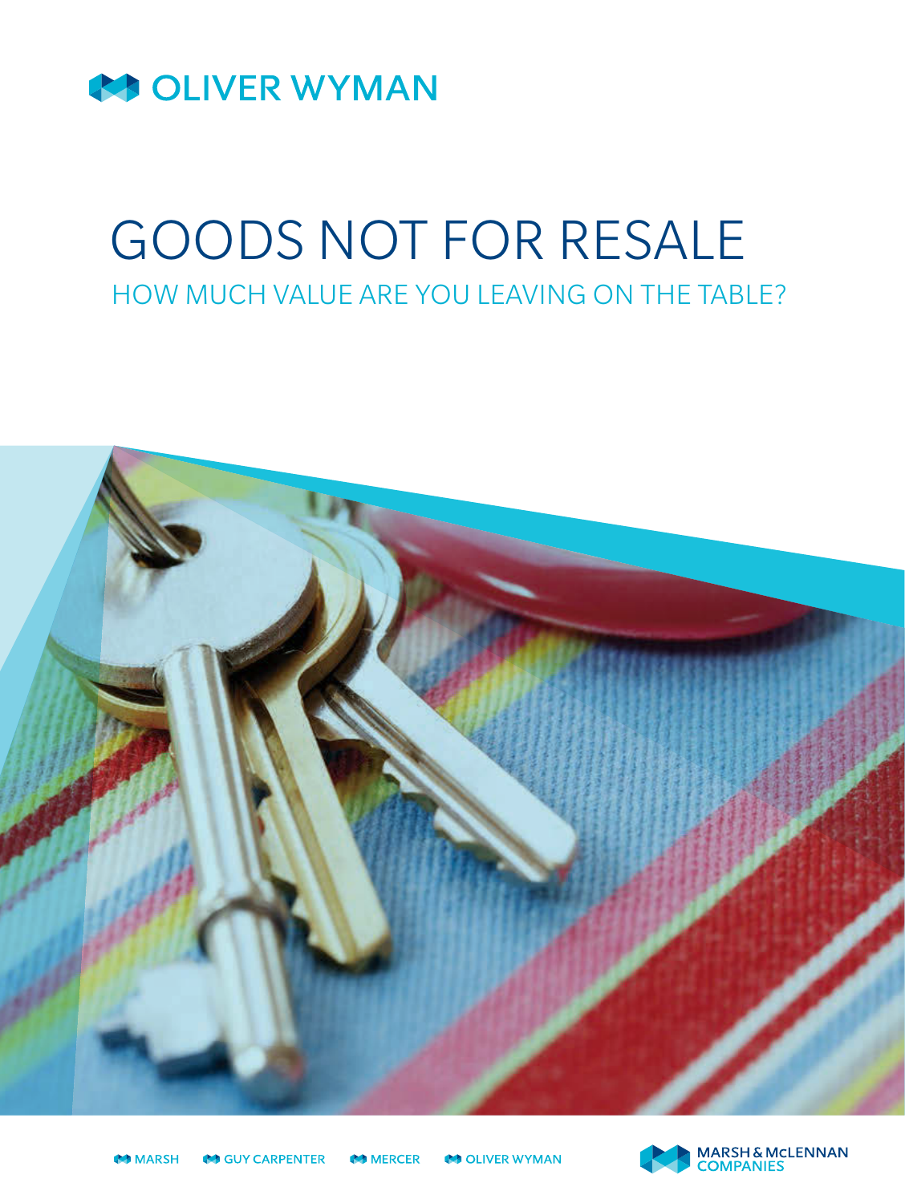OLIVER WYMAN

# GOODS NOT FOR RESALE

## HOW MUCH VALUE ARE YOU LEAVING ON THE TABLE?

MARSH GUY CARPENTER MERCER OLIVER WYMAN

MARSH & McLENNAN COMPANIES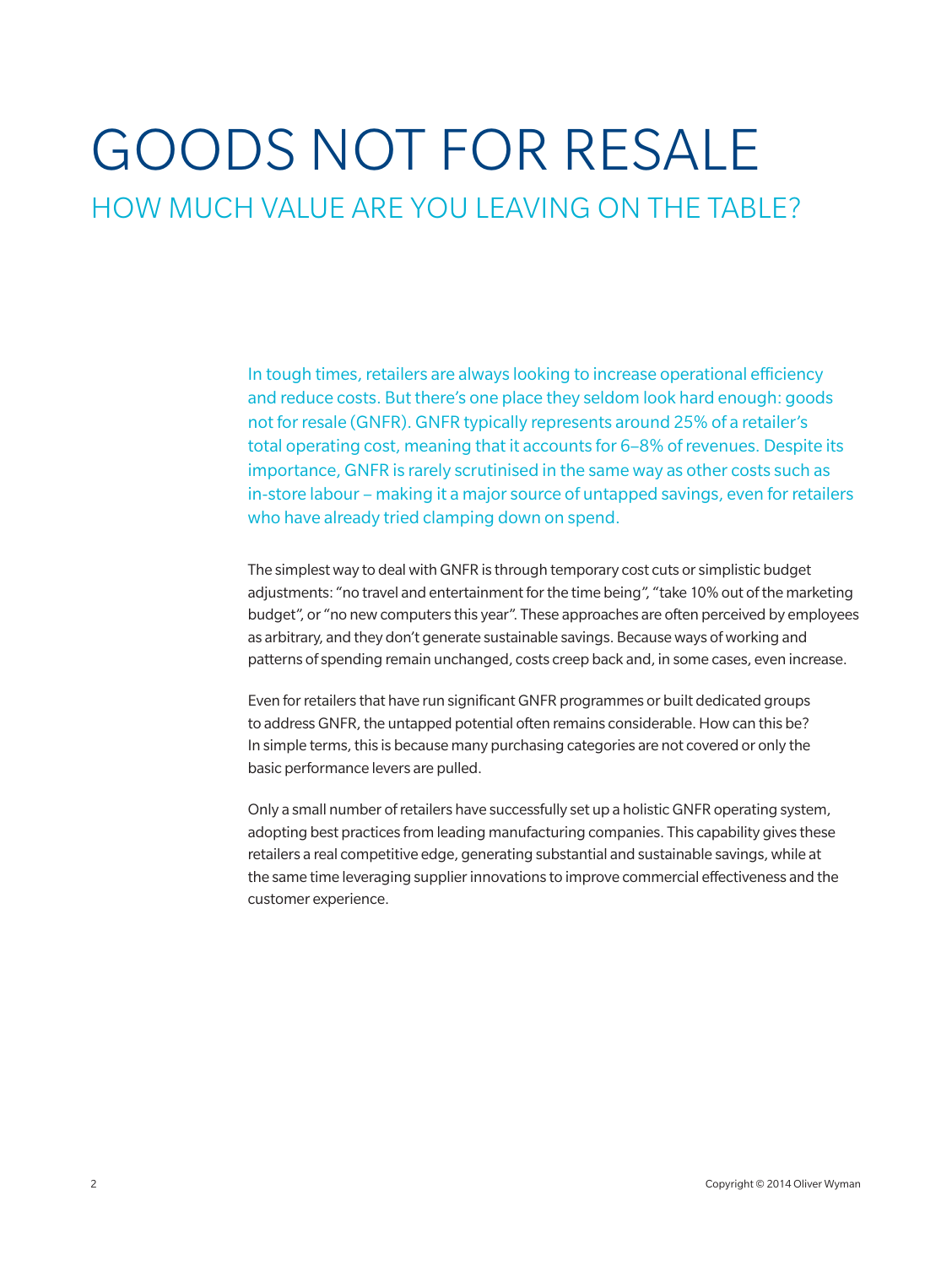# GOODS NOT FOR RESALE

## HOW MUCH VALUE ARE YOU LEAVING ON THE TABLE?

In tough times, retailers are always looking to increase operational efficiency and reduce costs. But there's one place they seldom look hard enough: goods not for resale (GNFR). GNFR typically represents around 25% of a retailer's total operating cost, meaning that it accounts for 6–8% of revenues. Despite its importance, GNFR is rarely scrutinised in the same way as other costs such as in-store labour – making it a major source of untapped savings, even for retailers who have already tried clamping down on spend.

The simplest way to deal with GNFR is through temporary cost cuts or simplistic budget adjustments: "no travel and entertainment for the time being", "take 10% out of the marketing budget", or "no new computers this year". These approaches are often perceived by employees as arbitrary, and they don't generate sustainable savings. Because ways of working and patterns of spending remain unchanged, costs creep back and, in some cases, even increase.

Even for retailers that have run significant GNFR programmes or built dedicated groups to address GNFR, the untapped potential often remains considerable. How can this be? In simple terms, this is because many purchasing categories are not covered or only the basic performance levers are pulled.

Only a small number of retailers have successfully set up a holistic GNFR operating system, adopting best practices from leading manufacturing companies. This capability gives these retailers a real competitive edge, generating substantial and sustainable savings, while at the same time leveraging supplier innovations to improve commercial effectiveness and the customer experience.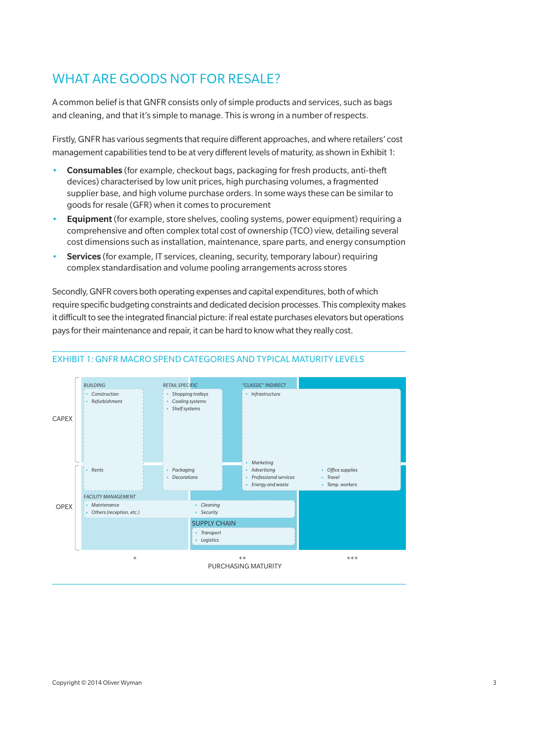## WHAT ARE GOODS NOT FOR RESALE?

A common belief is that GNFR consists only of simple products and services, such as bags and cleaning, and that it's simple to manage. This is wrong in a number of respects.

Firstly, GNFR has various segments that require different approaches, and where retailers' cost management capabilities tend to be at very different levels of maturity, as shown in Exhibit 1:

- **Consumables** (for example, checkout bags, packaging for fresh products, anti-theft devices) characterised by low unit prices, high purchasing volumes, a fragmented supplier base, and high volume purchase orders. In some ways these can be similar to goods for resale (GFR) when it comes to procurement
- **Equipment** (for example, store shelves, cooling systems, power equipment) requiring a comprehensive and often complex total cost of ownership (TCO) view, detailing several cost dimensions such as installation, maintenance, spare parts, and energy consumption
- **Services** (for example, IT services, cleaning, security, temporary labour) requiring complex standardisation and volume pooling arrangements across stores

Secondly, GNFR covers both operating expenses and capital expenditures, both of which require specific budgeting constraints and dedicated decision processes. This complexity makes it difficult to see the integrated financial picture: if real estate purchases elevators but operations pays for their maintenance and repair, it can be hard to know what they really cost.

EXHIBIT 1: GNFR MACRO SPEND CATEGORIES AND TYPICAL MATURITY LEVELS

CAPEX

OPEX

*BUILDING*
- *Construction*
- *Refurbishment*
- *Rents*

*RETAIL SPECIFIC*
- *Shopping trolleys*
- *Cooling systems*
- *Shelf systems*
- *Packaging*
- *Decorations*

*"CLASSIC" INDIRECT*
- *Infrastructure*
- *Marketing*
- *Advertising*
- *Professional services*
- *Energy and waste*
- *Office supplies*
- *Travel*
- *Temp. workers*

*FACILITY MANAGEMENT*
- *Maintenance*
- *Others (reception, etc.)*
- *Cleaning*
- *Security*

SUPPLY CHAIN
- *Transport*
- *Logistics*

\+ ++ +++

PURCHASING MATURITY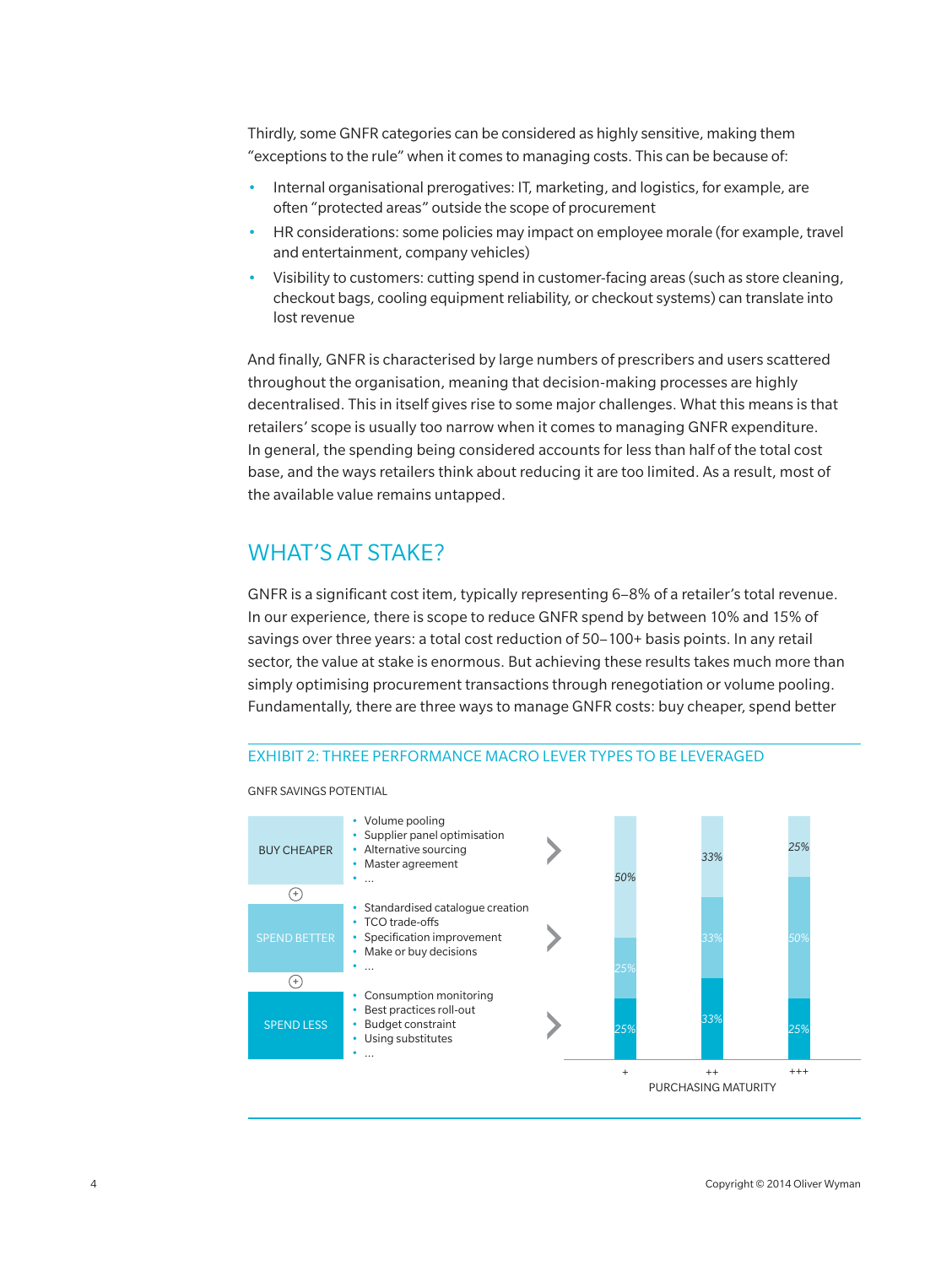Thirdly, some GNFR categories can be considered as highly sensitive, making them "exceptions to the rule" when it comes to managing costs. This can be because of:

- Internal organisational prerogatives: IT, marketing, and logistics, for example, are often "protected areas" outside the scope of procurement
- HR considerations: some policies may impact on employee morale (for example, travel and entertainment, company vehicles)
- Visibility to customers: cutting spend in customer-facing areas (such as store cleaning, checkout bags, cooling equipment reliability, or checkout systems) can translate into lost revenue

And finally, GNFR is characterised by large numbers of prescribers and users scattered throughout the organisation, meaning that decision-making processes are highly decentralised. This in itself gives rise to some major challenges. What this means is that retailers' scope is usually too narrow when it comes to managing GNFR expenditure. In general, the spending being considered accounts for less than half of the total cost base, and the ways retailers think about reducing it are too limited. As a result, most of the available value remains untapped.

## WHAT'S AT STAKE?

GNFR is a significant cost item, typically representing 6–8% of a retailer's total revenue. In our experience, there is scope to reduce GNFR spend by between 10% and 15% of savings over three years: a total cost reduction of 50–100+ basis points. In any retail sector, the value at stake is enormous. But achieving these results takes much more than simply optimising procurement transactions through renegotiation or volume pooling. Fundamentally, there are three ways to manage GNFR costs: buy cheaper, spend better

### EXHIBIT 2: THREE PERFORMANCE MACRO LEVER TYPES TO BE LEVERAGED

GNFR SAVINGS POTENTIAL

**BUY CHEAPER**
- Volume pooling
- Supplier panel optimisation
- Alternative sourcing
- Master agreement
- ...

+

**SPEND BETTER**
- Standardised catalogue creation
- TCO trade-offs
- Specification improvement
- Make or buy decisions
- ...

+

**SPEND LESS**
- Consumption monitoring
- Best practices roll-out
- Budget constraint
- Using substitutes
- ...

| PURCHASING MATURITY | + | ++ | +++ |
|---|---|---|---|
| Buy cheaper | 50% | 33% | 25% |
| Spend better | 25% | 33% | 50% |
| Spend less | 25% | 33% | 25% |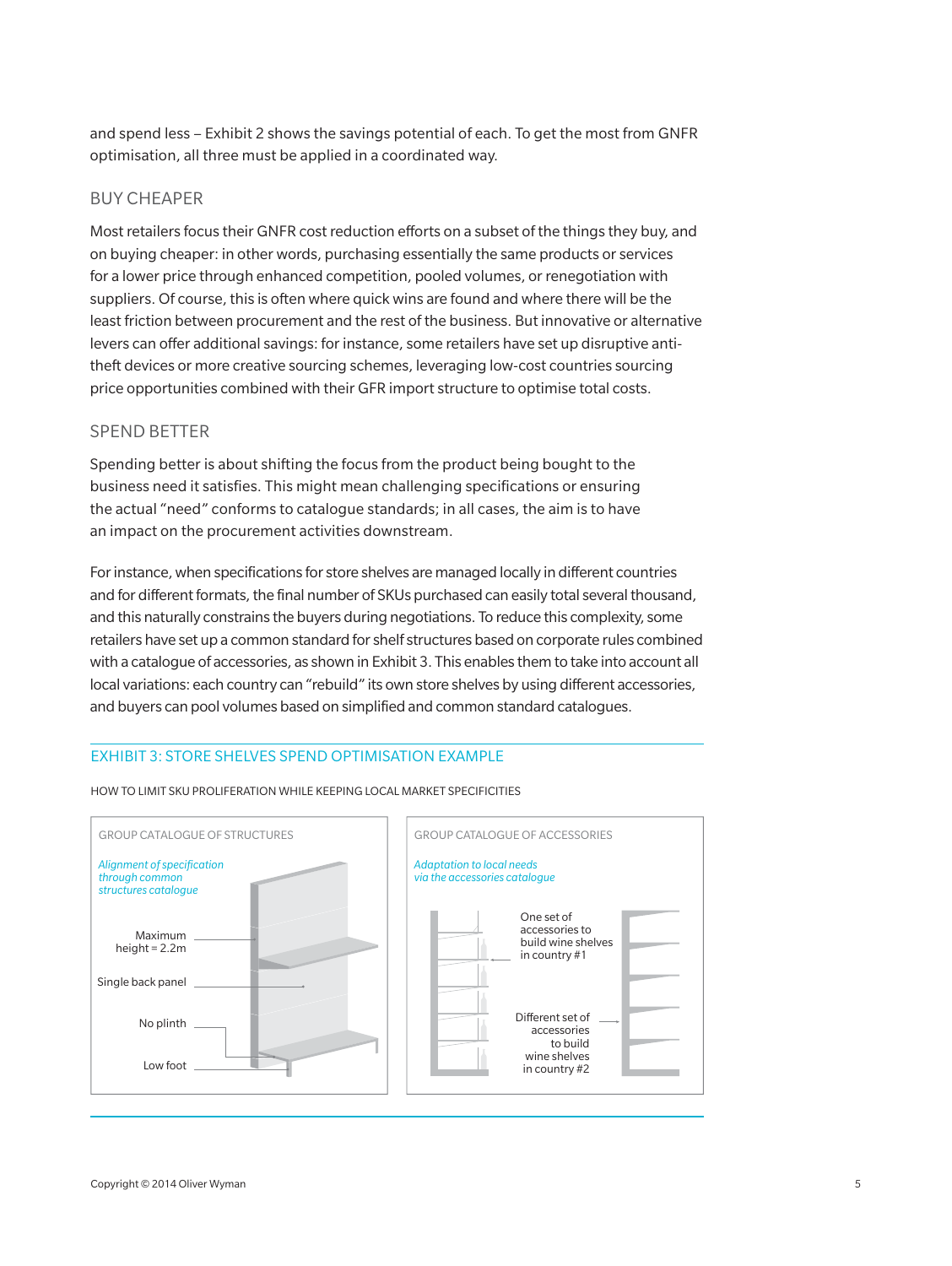and spend less – Exhibit 2 shows the savings potential of each. To get the most from GNFR optimisation, all three must be applied in a coordinated way.

## BUY CHEAPER

Most retailers focus their GNFR cost reduction efforts on a subset of the things they buy, and on buying cheaper: in other words, purchasing essentially the same products or services for a lower price through enhanced competition, pooled volumes, or renegotiation with suppliers. Of course, this is often where quick wins are found and where there will be the least friction between procurement and the rest of the business. But innovative or alternative levers can offer additional savings: for instance, some retailers have set up disruptive anti-theft devices or more creative sourcing schemes, leveraging low-cost countries sourcing price opportunities combined with their GFR import structure to optimise total costs.

## SPEND BETTER

Spending better is about shifting the focus from the product being bought to the business need it satisfies. This might mean challenging specifications or ensuring the actual "need" conforms to catalogue standards; in all cases, the aim is to have an impact on the procurement activities downstream.

For instance, when specifications for store shelves are managed locally in different countries and for different formats, the final number of SKUs purchased can easily total several thousand, and this naturally constrains the buyers during negotiations. To reduce this complexity, some retailers have set up a common standard for shelf structures based on corporate rules combined with a catalogue of accessories, as shown in Exhibit 3. This enables them to take into account all local variations: each country can "rebuild" its own store shelves by using different accessories, and buyers can pool volumes based on simplified and common standard catalogues.

### EXHIBIT 3: STORE SHELVES SPEND OPTIMISATION EXAMPLE

HOW TO LIMIT SKU PROLIFERATION WHILE KEEPING LOCAL MARKET SPECIFICITIES

GROUP CATALOGUE OF STRUCTURES

*Alignment of specification through common structures catalogue*

Maximum height = 2.2m

Single back panel

No plinth

Low foot

GROUP CATALOGUE OF ACCESSORIES

*Adaptation to local needs via the accessories catalogue*

One set of accessories to build wine shelves in country #1

Different set of accessories to build wine shelves in country #2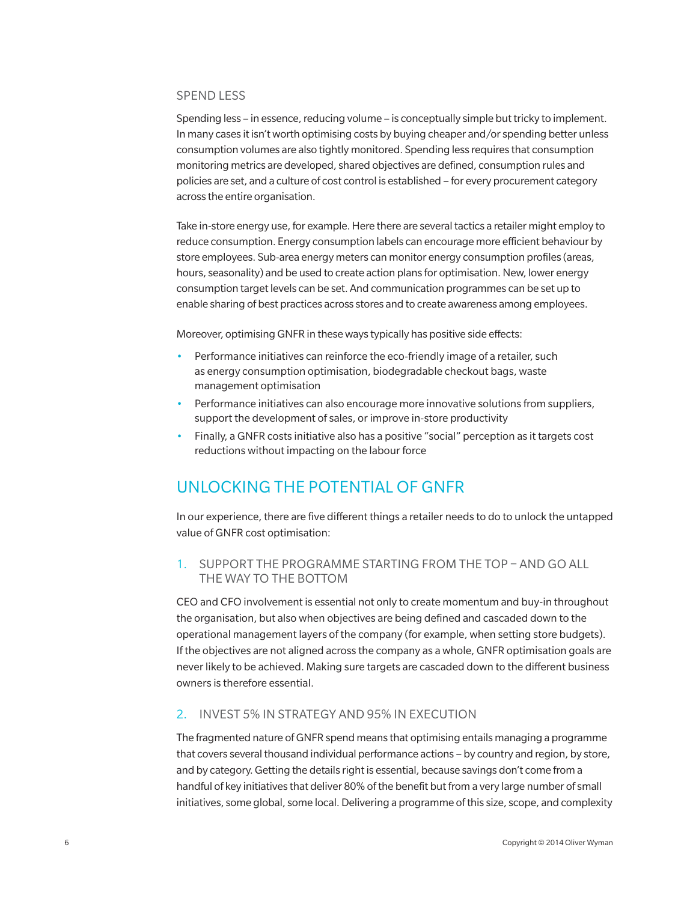### SPEND LESS

Spending less – in essence, reducing volume – is conceptually simple but tricky to implement. In many cases it isn't worth optimising costs by buying cheaper and/or spending better unless consumption volumes are also tightly monitored. Spending less requires that consumption monitoring metrics are developed, shared objectives are defined, consumption rules and policies are set, and a culture of cost control is established – for every procurement category across the entire organisation.

Take in-store energy use, for example. Here there are several tactics a retailer might employ to reduce consumption. Energy consumption labels can encourage more efficient behaviour by store employees. Sub-area energy meters can monitor energy consumption profiles (areas, hours, seasonality) and be used to create action plans for optimisation. New, lower energy consumption target levels can be set. And communication programmes can be set up to enable sharing of best practices across stores and to create awareness among employees.

Moreover, optimising GNFR in these ways typically has positive side effects:

- Performance initiatives can reinforce the eco-friendly image of a retailer, such as energy consumption optimisation, biodegradable checkout bags, waste management optimisation
- Performance initiatives can also encourage more innovative solutions from suppliers, support the development of sales, or improve in-store productivity
- Finally, a GNFR costs initiative also has a positive "social" perception as it targets cost reductions without impacting on the labour force

## UNLOCKING THE POTENTIAL OF GNFR

In our experience, there are five different things a retailer needs to do to unlock the untapped value of GNFR cost optimisation:

### 1. SUPPORT THE PROGRAMME STARTING FROM THE TOP – AND GO ALL THE WAY TO THE BOTTOM

CEO and CFO involvement is essential not only to create momentum and buy-in throughout the organisation, but also when objectives are being defined and cascaded down to the operational management layers of the company (for example, when setting store budgets). If the objectives are not aligned across the company as a whole, GNFR optimisation goals are never likely to be achieved. Making sure targets are cascaded down to the different business owners is therefore essential.

### 2. INVEST 5% IN STRATEGY AND 95% IN EXECUTION

The fragmented nature of GNFR spend means that optimising entails managing a programme that covers several thousand individual performance actions – by country and region, by store, and by category. Getting the details right is essential, because savings don't come from a handful of key initiatives that deliver 80% of the benefit but from a very large number of small initiatives, some global, some local. Delivering a programme of this size, scope, and complexity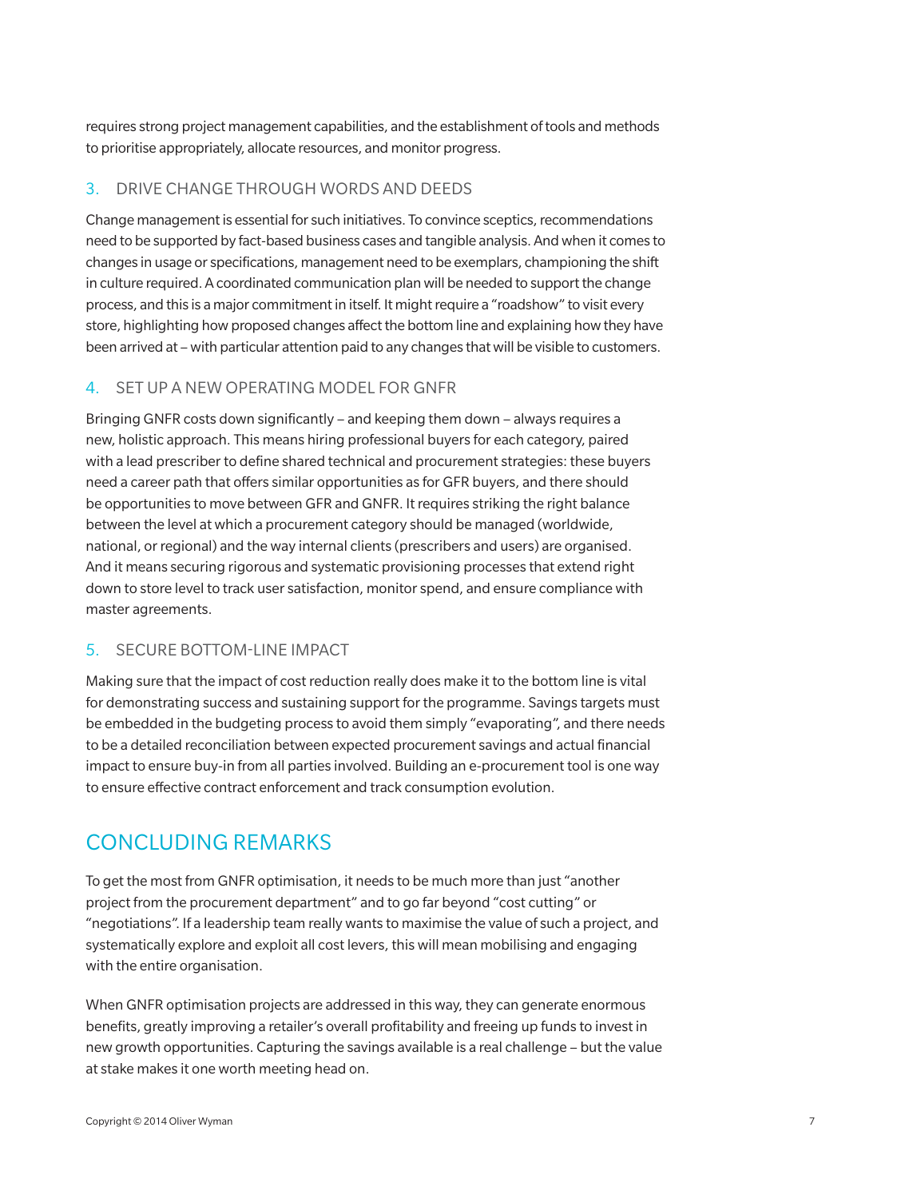requires strong project management capabilities, and the establishment of tools and methods to prioritise appropriately, allocate resources, and monitor progress.

### 3. DRIVE CHANGE THROUGH WORDS AND DEEDS

Change management is essential for such initiatives. To convince sceptics, recommendations need to be supported by fact-based business cases and tangible analysis. And when it comes to changes in usage or specifications, management need to be exemplars, championing the shift in culture required. A coordinated communication plan will be needed to support the change process, and this is a major commitment in itself. It might require a "roadshow" to visit every store, highlighting how proposed changes affect the bottom line and explaining how they have been arrived at – with particular attention paid to any changes that will be visible to customers.

### 4. SET UP A NEW OPERATING MODEL FOR GNFR

Bringing GNFR costs down significantly – and keeping them down – always requires a new, holistic approach. This means hiring professional buyers for each category, paired with a lead prescriber to define shared technical and procurement strategies: these buyers need a career path that offers similar opportunities as for GFR buyers, and there should be opportunities to move between GFR and GNFR. It requires striking the right balance between the level at which a procurement category should be managed (worldwide, national, or regional) and the way internal clients (prescribers and users) are organised. And it means securing rigorous and systematic provisioning processes that extend right down to store level to track user satisfaction, monitor spend, and ensure compliance with master agreements.

### 5. SECURE BOTTOM-LINE IMPACT

Making sure that the impact of cost reduction really does make it to the bottom line is vital for demonstrating success and sustaining support for the programme. Savings targets must be embedded in the budgeting process to avoid them simply "evaporating", and there needs to be a detailed reconciliation between expected procurement savings and actual financial impact to ensure buy-in from all parties involved. Building an e-procurement tool is one way to ensure effective contract enforcement and track consumption evolution.

## CONCLUDING REMARKS

To get the most from GNFR optimisation, it needs to be much more than just "another project from the procurement department" and to go far beyond "cost cutting" or "negotiations". If a leadership team really wants to maximise the value of such a project, and systematically explore and exploit all cost levers, this will mean mobilising and engaging with the entire organisation.

When GNFR optimisation projects are addressed in this way, they can generate enormous benefits, greatly improving a retailer's overall profitability and freeing up funds to invest in new growth opportunities. Capturing the savings available is a real challenge – but the value at stake makes it one worth meeting head on.

Copyright © 2014 Oliver Wyman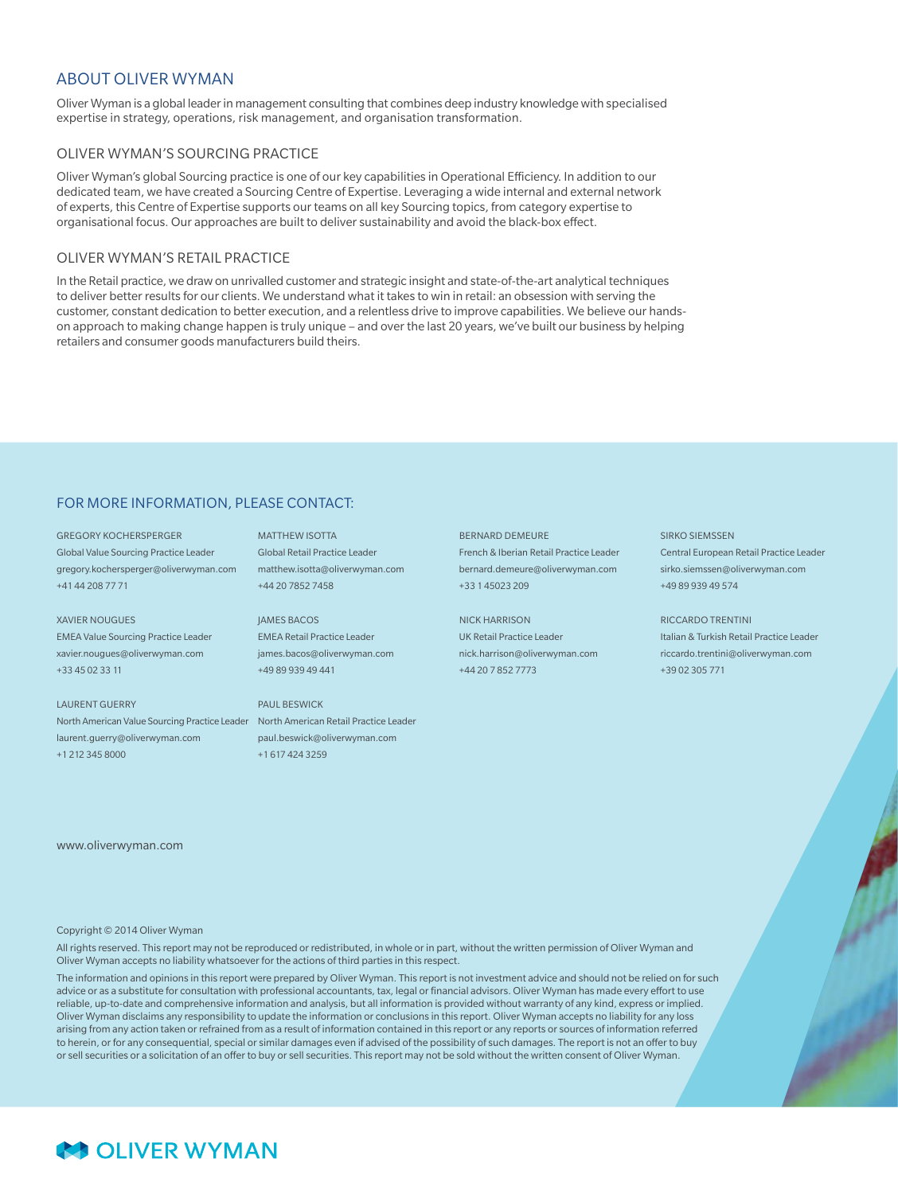## ABOUT OLIVER WYMAN

Oliver Wyman is a global leader in management consulting that combines deep industry knowledge with specialised expertise in strategy, operations, risk management, and organisation transformation.

### OLIVER WYMAN'S SOURCING PRACTICE

Oliver Wyman's global Sourcing practice is one of our key capabilities in Operational Efficiency. In addition to our dedicated team, we have created a Sourcing Centre of Expertise. Leveraging a wide internal and external network of experts, this Centre of Expertise supports our teams on all key Sourcing topics, from category expertise to organisational focus. Our approaches are built to deliver sustainability and avoid the black-box effect.

### OLIVER WYMAN'S RETAIL PRACTICE

In the Retail practice, we draw on unrivalled customer and strategic insight and state-of-the-art analytical techniques to deliver better results for our clients. We understand what it takes to win in retail: an obsession with serving the customer, constant dedication to better execution, and a relentless drive to improve capabilities. We believe our hands-on approach to making change happen is truly unique – and over the last 20 years, we've built our business by helping retailers and consumer goods manufacturers build theirs.

## FOR MORE INFORMATION, PLEASE CONTACT:

GREGORY KOCHERSPERGER
Global Value Sourcing Practice Leader
gregory.kochersperger@oliverwyman.com
+41 44 208 77 71

XAVIER NOUGUES
EMEA Value Sourcing Practice Leader
xavier.nougues@oliverwyman.com
+33 45 02 33 11

LAURENT GUERRY
North American Value Sourcing Practice Leader
laurent.guerry@oliverwyman.com
+1 212 345 8000

MATTHEW ISOTTA
Global Retail Practice Leader
matthew.isotta@oliverwyman.com
+44 20 7852 7458

JAMES BACOS
EMEA Retail Practice Leader
james.bacos@oliverwyman.com
+49 89 939 49 441

PAUL BESWICK
North American Retail Practice Leader
paul.beswick@oliverwyman.com
+1 617 424 3259

BERNARD DEMEURE
French & Iberian Retail Practice Leader
bernard.demeure@oliverwyman.com
+33 1 45023 209

NICK HARRISON
UK Retail Practice Leader
nick.harrison@oliverwyman.com
+44 20 7 852 7773

SIRKO SIEMSSEN
Central European Retail Practice Leader
sirko.siemssen@oliverwyman.com
+49 89 939 49 574

RICCARDO TRENTINI
Italian & Turkish Retail Practice Leader
riccardo.trentini@oliverwyman.com
+39 02 305 771

www.oliverwyman.com

Copyright © 2014 Oliver Wyman

All rights reserved. This report may not be reproduced or redistributed, in whole or in part, without the written permission of Oliver Wyman and Oliver Wyman accepts no liability whatsoever for the actions of third parties in this respect.

The information and opinions in this report were prepared by Oliver Wyman. This report is not investment advice and should not be relied on for such advice or as a substitute for consultation with professional accountants, tax, legal or financial advisors. Oliver Wyman has made every effort to use reliable, up-to-date and comprehensive information and analysis, but all information is provided without warranty of any kind, express or implied. Oliver Wyman disclaims any responsibility to update the information or conclusions in this report. Oliver Wyman accepts no liability for any loss arising from any action taken or refrained from as a result of information contained in this report or any reports or sources of information referred to herein, or for any consequential, special or similar damages even if advised of the possibility of such damages. The report is not an offer to buy or sell securities or a solicitation of an offer to buy or sell securities. This report may not be sold without the written consent of Oliver Wyman.

OLIVER WYMAN